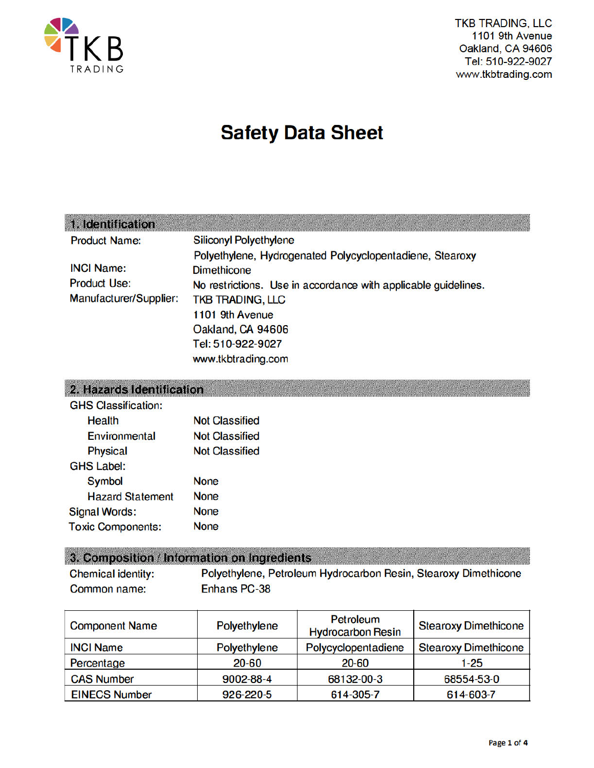TKB TRADING

TKB TRADING, LLC
1101 9th Avenue
Oakland, CA 94606
Tel: 510-922-9027
www.tkbtrading.com

# Safety Data Sheet

## 1. Identification

| | |
|---|---|
| Product Name: | Siliconyl Polyethylene |
| INCI Name: | Polyethylene, Hydrogenated Polycyclopentadiene, Stearoxy Dimethicone |
| Product Use: | No restrictions. Use in accordance with applicable guidelines. |
| Manufacturer/Supplier: | TKB TRADING, LLC<br>1101 9th Avenue<br>Oakland, CA 94606<br>Tel: 510-922-9027<br>www.tkbtrading.com |

## 2. Hazards Identification

GHS Classification:

| | |
|---|---|
| Health | Not Classified |
| Environmental | Not Classified |
| Physical | Not Classified |

GHS Label:

| | |
|---|---|
| Symbol | None |
| Hazard Statement | None |

Signal Words: None

Toxic Components: None

## 3. Composition / Information on Ingredients

Chemical identity: Polyethylene, Petroleum Hydrocarbon Resin, Stearoxy Dimethicone

Common name: Enhans PC-38

| Component Name | Polyethylene | Petroleum Hydrocarbon Resin | Stearoxy Dimethicone |
|---|---|---|---|
| INCI Name | Polyethylene | Polycyclopentadiene | Stearoxy Dimethicone |
| Percentage | 20-60 | 20-60 | 1-25 |
| CAS Number | 9002-88-4 | 68132-00-3 | 68554-53-0 |
| EINECS Number | 926-220-5 | 614-305-7 | 614-603-7 |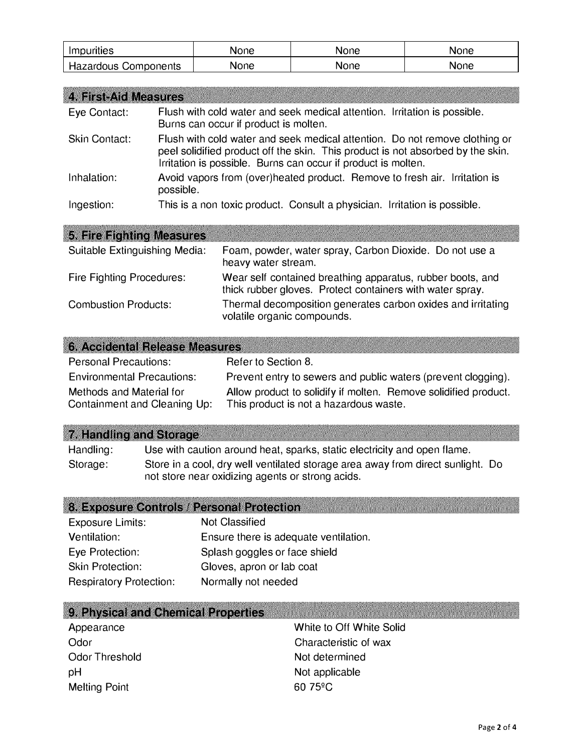| Impurities | None | None | None |
|---|---|---|---|
| Hazardous Components | None | None | None |

## 4. First-Aid Measures

Eye Contact: Flush with cold water and seek medical attention. Irritation is possible. Burns can occur if product is molten.

Skin Contact: Flush with cold water and seek medical attention. Do not remove clothing or peel solidified product off the skin. This product is not absorbed by the skin. Irritation is possible. Burns can occur if product is molten.

Inhalation: Avoid vapors from (over)heated product. Remove to fresh air. Irritation is possible.

Ingestion: This is a non toxic product. Consult a physician. Irritation is possible.

## 5. Fire Fighting Measures

Suitable Extinguishing Media: Foam, powder, water spray, Carbon Dioxide. Do not use a heavy water stream.

Fire Fighting Procedures: Wear self contained breathing apparatus, rubber boots, and thick rubber gloves. Protect containers with water spray.

Combustion Products: Thermal decomposition generates carbon oxides and irritating volatile organic compounds.

## 6. Accidental Release Measures

Personal Precautions: Refer to Section 8.

Environmental Precautions: Prevent entry to sewers and public waters (prevent clogging).

Methods and Material for Containment and Cleaning Up: Allow product to solidify if molten. Remove solidified product. This product is not a hazardous waste.

## 7. Handling and Storage

Handling: Use with caution around heat, sparks, static electricity and open flame.

Storage: Store in a cool, dry well ventilated storage area away from direct sunlight. Do not store near oxidizing agents or strong acids.

## 8. Exposure Controls / Personal Protection

Exposure Limits: Not Classified

Ventilation: Ensure there is adequate ventilation.

Eye Protection: Splash goggles or face shield

Skin Protection: Gloves, apron or lab coat

Respiratory Protection: Normally not needed

## 9. Physical and Chemical Properties

Appearance: White to Off White Solid

Odor: Characteristic of wax

Odor Threshold: Not determined

pH: Not applicable

Melting Point: 60 75ºC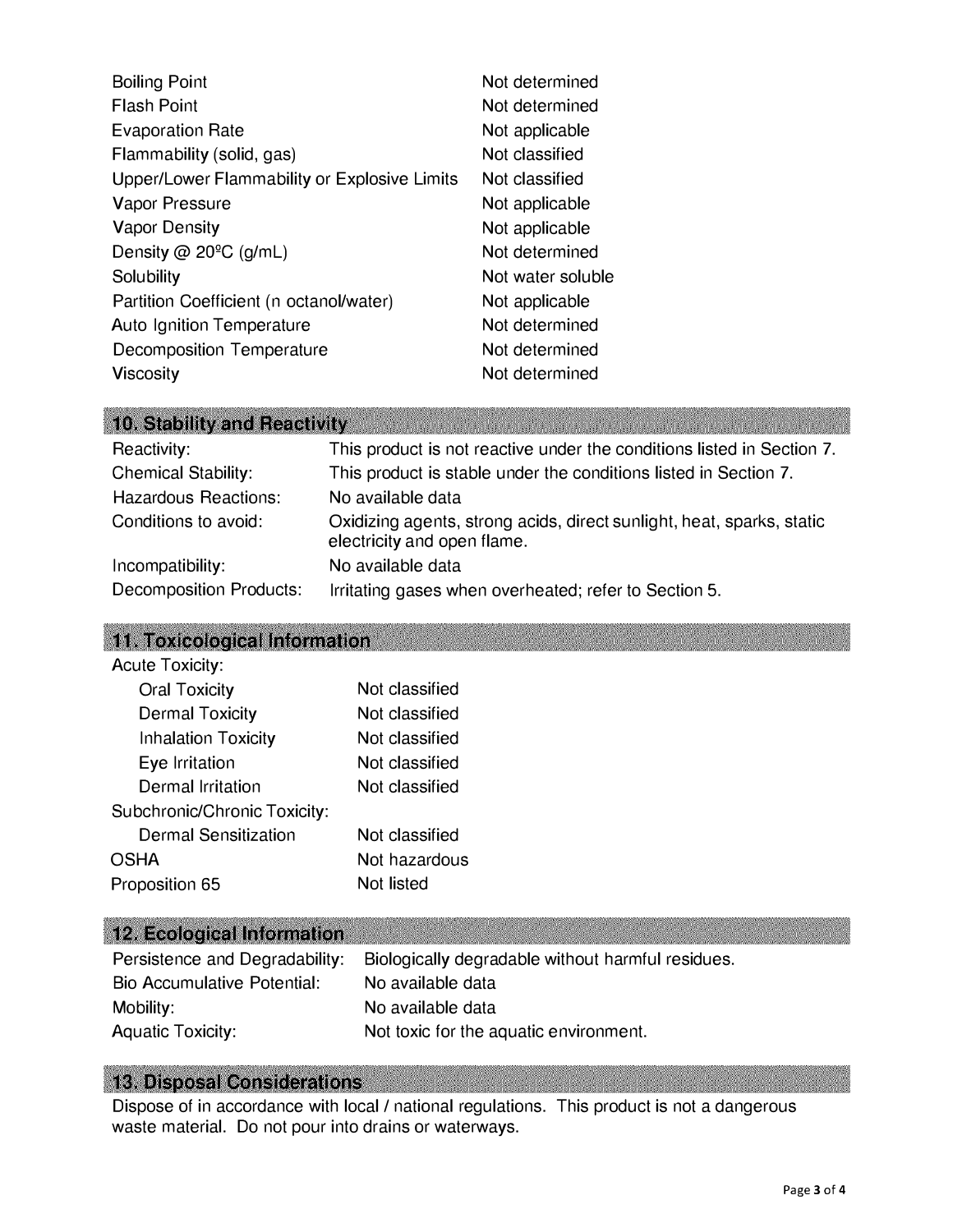| | |
|---|---|
| Boiling Point | Not determined |
| Flash Point | Not determined |
| Evaporation Rate | Not applicable |
| Flammability (solid, gas) | Not classified |
| Upper/Lower Flammability or Explosive Limits | Not classified |
| Vapor Pressure | Not applicable |
| Vapor Density | Not applicable |
| Density @ 20ºC (g/mL) | Not determined |
| Solubility | Not water soluble |
| Partition Coefficient (n octanol/water) | Not applicable |
| Auto Ignition Temperature | Not determined |
| Decomposition Temperature | Not determined |
| Viscosity | Not determined |

## 10. Stability and Reactivity

| | |
|---|---|
| Reactivity: | This product is not reactive under the conditions listed in Section 7. |
| Chemical Stability: | This product is stable under the conditions listed in Section 7. |
| Hazardous Reactions: | No available data |
| Conditions to avoid: | Oxidizing agents, strong acids, direct sunlight, heat, sparks, static electricity and open flame. |
| Incompatibility: | No available data |
| Decomposition Products: | Irritating gases when overheated; refer to Section 5. |

## 11. Toxicological Information

| | |
|---|---|
| Acute Toxicity: | |
| Oral Toxicity | Not classified |
| Dermal Toxicity | Not classified |
| Inhalation Toxicity | Not classified |
| Eye Irritation | Not classified |
| Dermal Irritation | Not classified |
| Subchronic/Chronic Toxicity: | |
| Dermal Sensitization | Not classified |
| OSHA | Not hazardous |
| Proposition 65 | Not listed |

## 12. Ecological Information

| | |
|---|---|
| Persistence and Degradability: | Biologically degradable without harmful residues. |
| Bio Accumulative Potential: | No available data |
| Mobility: | No available data |
| Aquatic Toxicity: | Not toxic for the aquatic environment. |

## 13. Disposal Considerations

Dispose of in accordance with local / national regulations. This product is not a dangerous waste material. Do not pour into drains or waterways.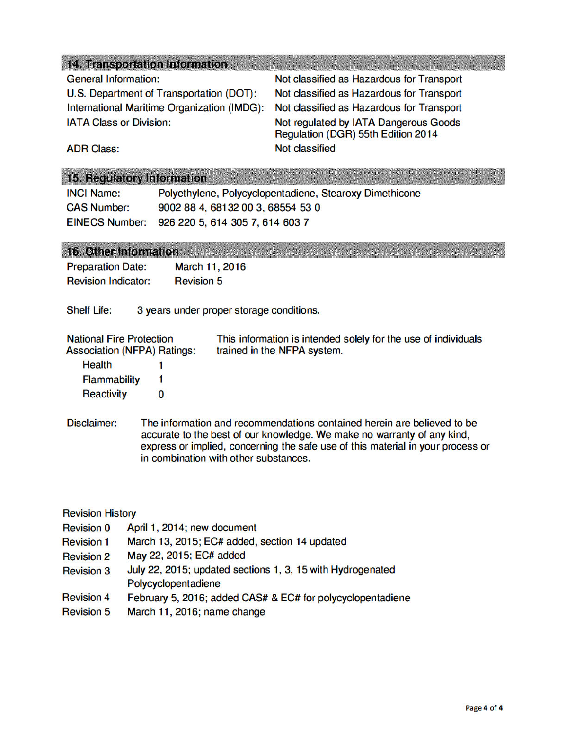## 14. Transportation Information

| | |
|---|---|
| General Information: | Not classified as Hazardous for Transport |
| U.S. Department of Transportation (DOT): | Not classified as Hazardous for Transport |
| International Maritime Organization (IMDG): | Not classified as Hazardous for Transport |
| IATA Class or Division: | Not regulated by IATA Dangerous Goods Regulation (DGR) 55th Edition 2014 |
| ADR Class: | Not classified |

## 15. Regulatory Information

| | |
|---|---|
| INCI Name: | Polyethylene, Polycyclopentadiene, Stearoxy Dimethicone |
| CAS Number: | 9002 88 4, 68132 00 3, 68554 53 0 |
| EINECS Number: | 926 220 5, 614 305 7, 614 603 7 |

## 16. Other Information

| | |
|---|---|
| Preparation Date: | March 11, 2016 |
| Revision Indicator: | Revision 5 |

Shelf Life: 3 years under proper storage conditions.

National Fire Protection Association (NFPA) Ratings: This information is intended solely for the use of individuals trained in the NFPA system.

| | |
|---|---|
| Health | 1 |
| Flammability | 1 |
| Reactivity | 0 |

Disclaimer: The information and recommendations contained herein are believed to be accurate to the best of our knowledge. We make no warranty of any kind, express or implied, concerning the safe use of this material in your process or in combination with other substances.

Revision History

| | |
|---|---|
| Revision 0 | April 1, 2014; new document |
| Revision 1 | March 13, 2015; EC# added, section 14 updated |
| Revision 2 | May 22, 2015; EC# added |
| Revision 3 | July 22, 2015; updated sections 1, 3, 15 with Hydrogenated Polycyclopentadiene |
| Revision 4 | February 5, 2016; added CAS# & EC# for polycyclopentadiene |
| Revision 5 | March 11, 2016; name change |